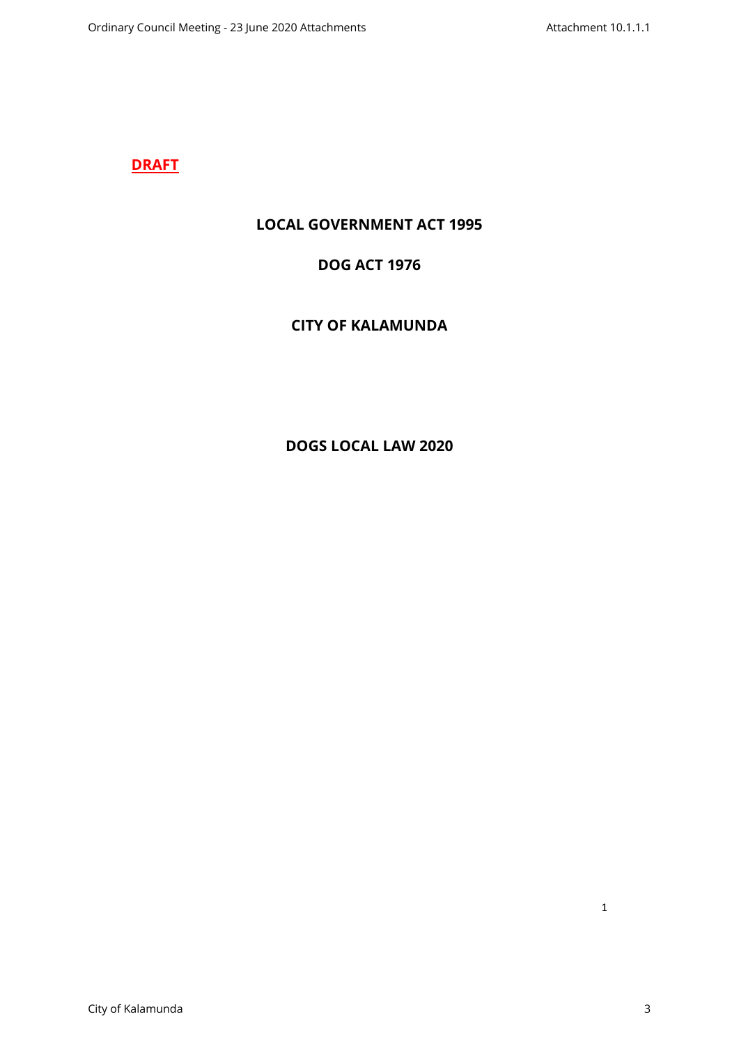**DRAFT**

# LOCAL GOVERNMENT ACT 1995

# DOG ACT 1976

# CITY OF KALAMUNDA

# DOGS LOCAL LAW 2020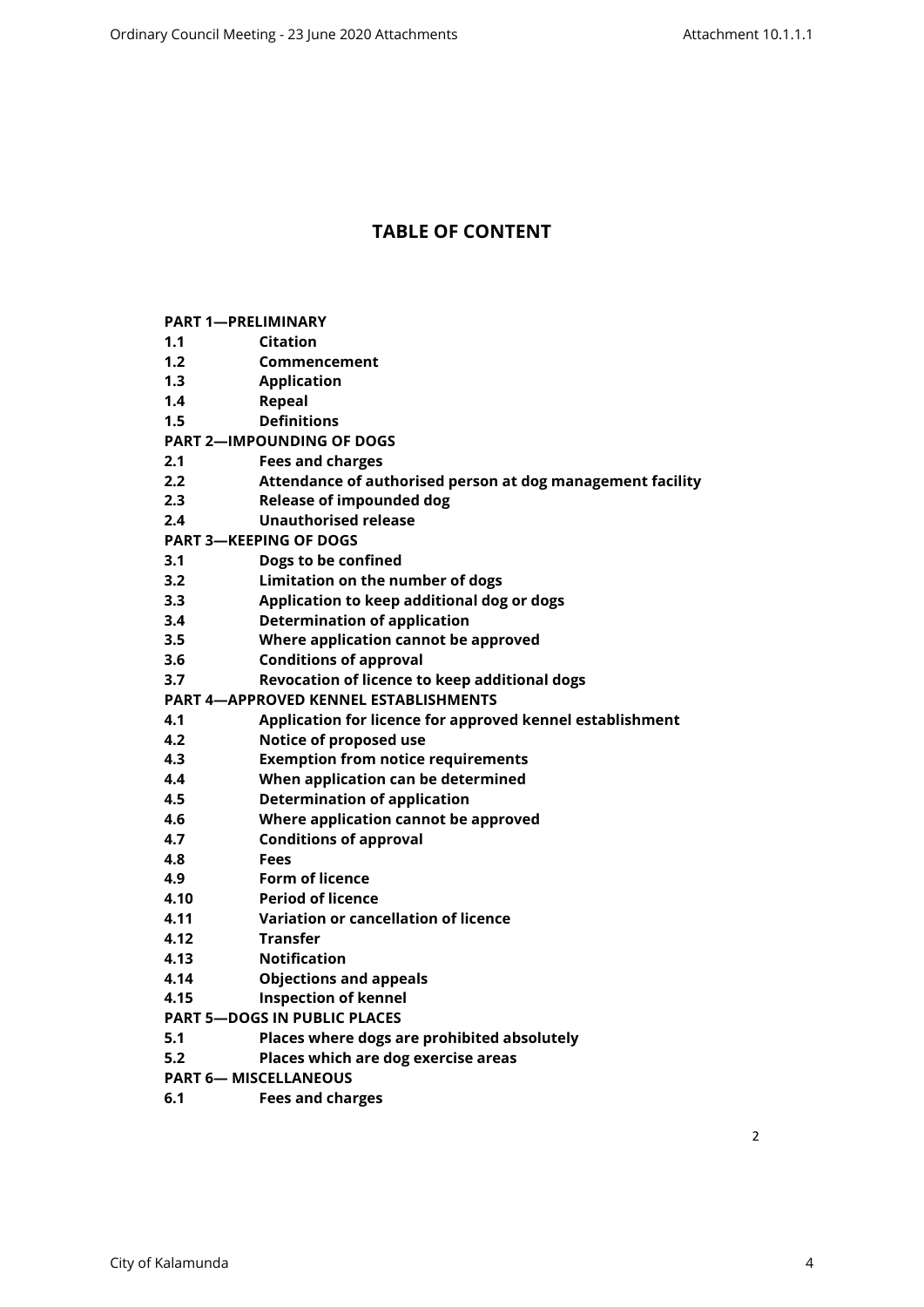# TABLE OF CONTENT

**PART 1—PRELIMINARY**

**1.1 Citation**

**1.2 Commencement**

**1.3 Application**

**1.4 Repeal**

**1.5 Definitions**

**PART 2—IMPOUNDING OF DOGS**

**2.1 Fees and charges**

**2.2 Attendance of authorised person at dog management facility**

**2.3 Release of impounded dog**

**2.4 Unauthorised release**

**PART 3—KEEPING OF DOGS**

**3.1 Dogs to be confined**

**3.2 Limitation on the number of dogs**

**3.3 Application to keep additional dog or dogs**

**3.4 Determination of application**

**3.5 Where application cannot be approved**

**3.6 Conditions of approval**

**3.7 Revocation of licence to keep additional dogs**

**PART 4—APPROVED KENNEL ESTABLISHMENTS**

**4.1 Application for licence for approved kennel establishment**

**4.2 Notice of proposed use**

**4.3 Exemption from notice requirements**

**4.4 When application can be determined**

**4.5 Determination of application**

**4.6 Where application cannot be approved**

**4.7 Conditions of approval**

**4.8 Fees**

**4.9 Form of licence**

**4.10 Period of licence**

**4.11 Variation or cancellation of licence**

**4.12 Transfer**

**4.13 Notification**

**4.14 Objections and appeals**

**4.15 Inspection of kennel**

**PART 5—DOGS IN PUBLIC PLACES**

**5.1 Places where dogs are prohibited absolutely**

**5.2 Places which are dog exercise areas**

**PART 6— MISCELLANEOUS**

**6.1 Fees and charges**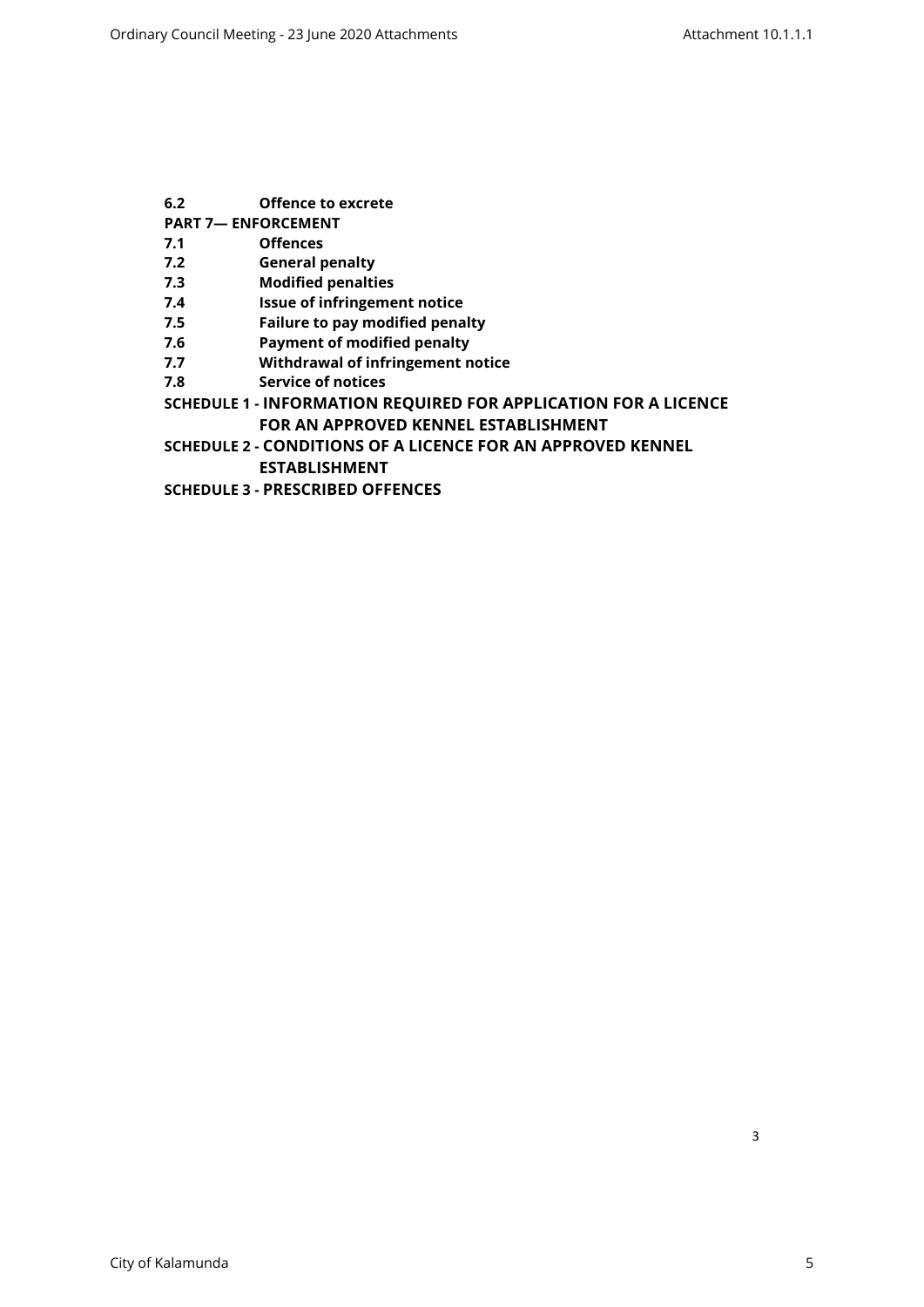**6.2 Offence to excrete**

**PART 7— ENFORCEMENT**

**7.1 Offences**

**7.2 General penalty**

**7.3 Modified penalties**

**7.4 Issue of infringement notice**

**7.5 Failure to pay modified penalty**

**7.6 Payment of modified penalty**

**7.7 Withdrawal of infringement notice**

**7.8 Service of notices**

**SCHEDULE 1 - INFORMATION REQUIRED FOR APPLICATION FOR A LICENCE FOR AN APPROVED KENNEL ESTABLISHMENT**

**SCHEDULE 2 - CONDITIONS OF A LICENCE FOR AN APPROVED KENNEL ESTABLISHMENT**

**SCHEDULE 3 - PRESCRIBED OFFENCES**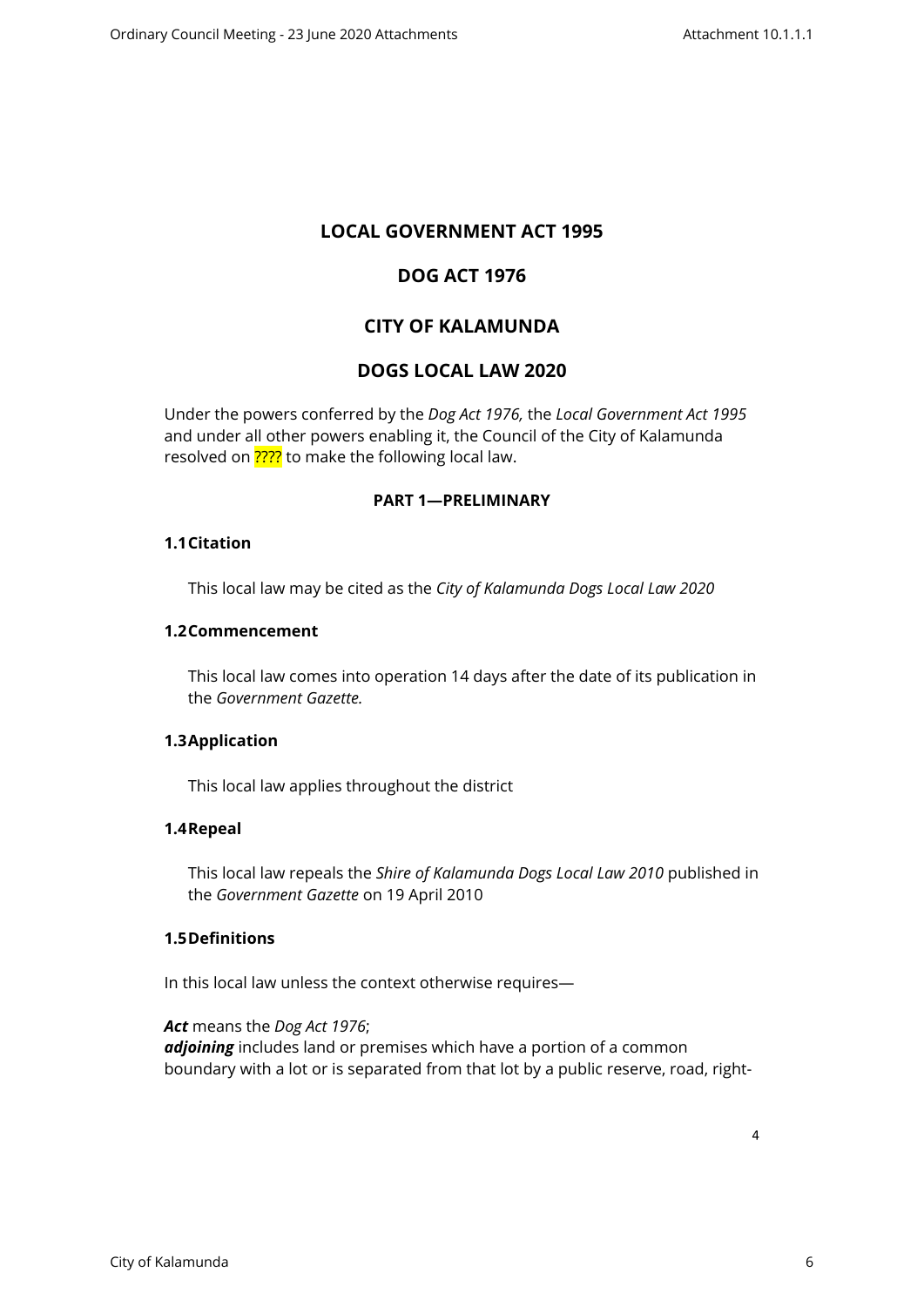# LOCAL GOVERNMENT ACT 1995

# DOG ACT 1976

# CITY OF KALAMUNDA

# DOGS LOCAL LAW 2020

Under the powers conferred by the *Dog Act 1976,* the *Local Government Act 1995* and under all other powers enabling it, the Council of the City of Kalamunda resolved on ???? to make the following local law.

## PART 1—PRELIMINARY

### 1.1 Citation

This local law may be cited as the *City of Kalamunda Dogs Local Law 2020*

### 1.2 Commencement

This local law comes into operation 14 days after the date of its publication in the *Government Gazette.*

### 1.3 Application

This local law applies throughout the district

### 1.4 Repeal

This local law repeals the *Shire of Kalamunda Dogs Local Law 2010* published in the *Government Gazette* on 19 April 2010

### 1.5 Definitions

In this local law unless the context otherwise requires—

***Act*** means the *Dog Act 1976*;
***adjoining*** includes land or premises which have a portion of a common boundary with a lot or is separated from that lot by a public reserve, road, right-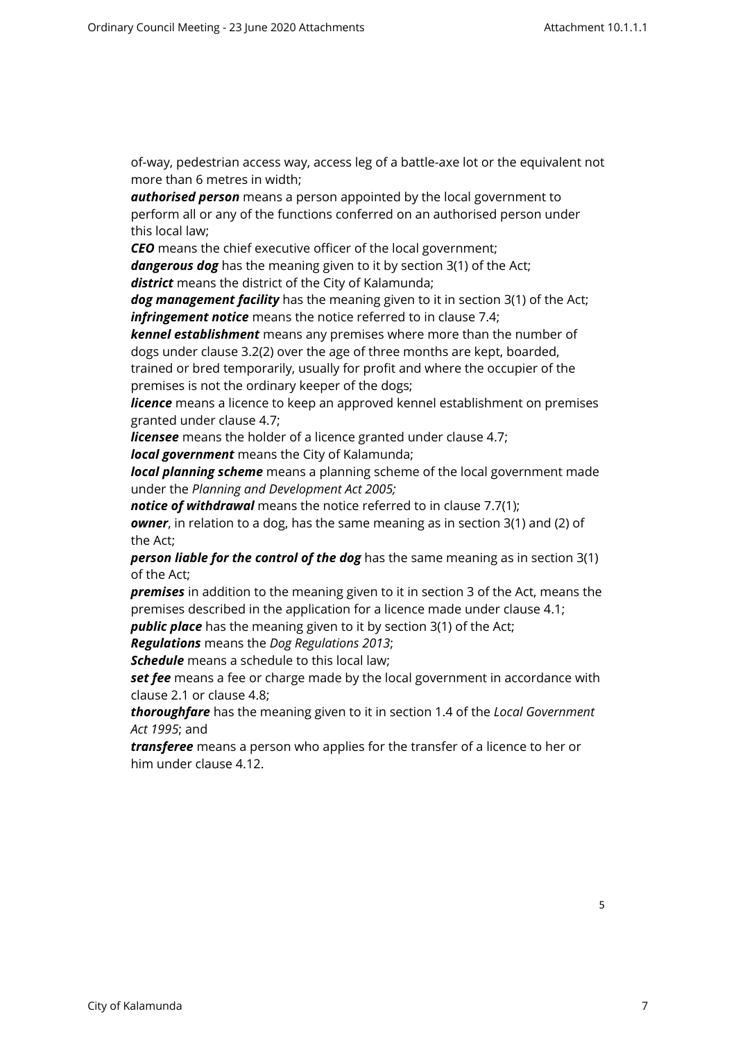of-way, pedestrian access way, access leg of a battle-axe lot or the equivalent not more than 6 metres in width;

***authorised person*** means a person appointed by the local government to perform all or any of the functions conferred on an authorised person under this local law;

***CEO*** means the chief executive officer of the local government;

***dangerous dog*** has the meaning given to it by section 3(1) of the Act;

***district*** means the district of the City of Kalamunda;

***dog management facility*** has the meaning given to it in section 3(1) of the Act;

***infringement notice*** means the notice referred to in clause 7.4;

***kennel establishment*** means any premises where more than the number of dogs under clause 3.2(2) over the age of three months are kept, boarded, trained or bred temporarily, usually for profit and where the occupier of the premises is not the ordinary keeper of the dogs;

***licence*** means a licence to keep an approved kennel establishment on premises granted under clause 4.7;

***licensee*** means the holder of a licence granted under clause 4.7;

***local government*** means the City of Kalamunda;

***local planning scheme*** means a planning scheme of the local government made under the *Planning and Development Act 2005;*

***notice of withdrawal*** means the notice referred to in clause 7.7(1);

***owner***, in relation to a dog, has the same meaning as in section 3(1) and (2) of the Act;

***person liable for the control of the dog*** has the same meaning as in section 3(1) of the Act;

***premises*** in addition to the meaning given to it in section 3 of the Act, means the premises described in the application for a licence made under clause 4.1;

***public place*** has the meaning given to it by section 3(1) of the Act;

***Regulations*** means the *Dog Regulations 2013*;

***Schedule*** means a schedule to this local law;

***set fee*** means a fee or charge made by the local government in accordance with clause 2.1 or clause 4.8;

***thoroughfare*** has the meaning given to it in section 1.4 of the *Local Government Act 1995*; and

***transferee*** means a person who applies for the transfer of a licence to her or him under clause 4.12.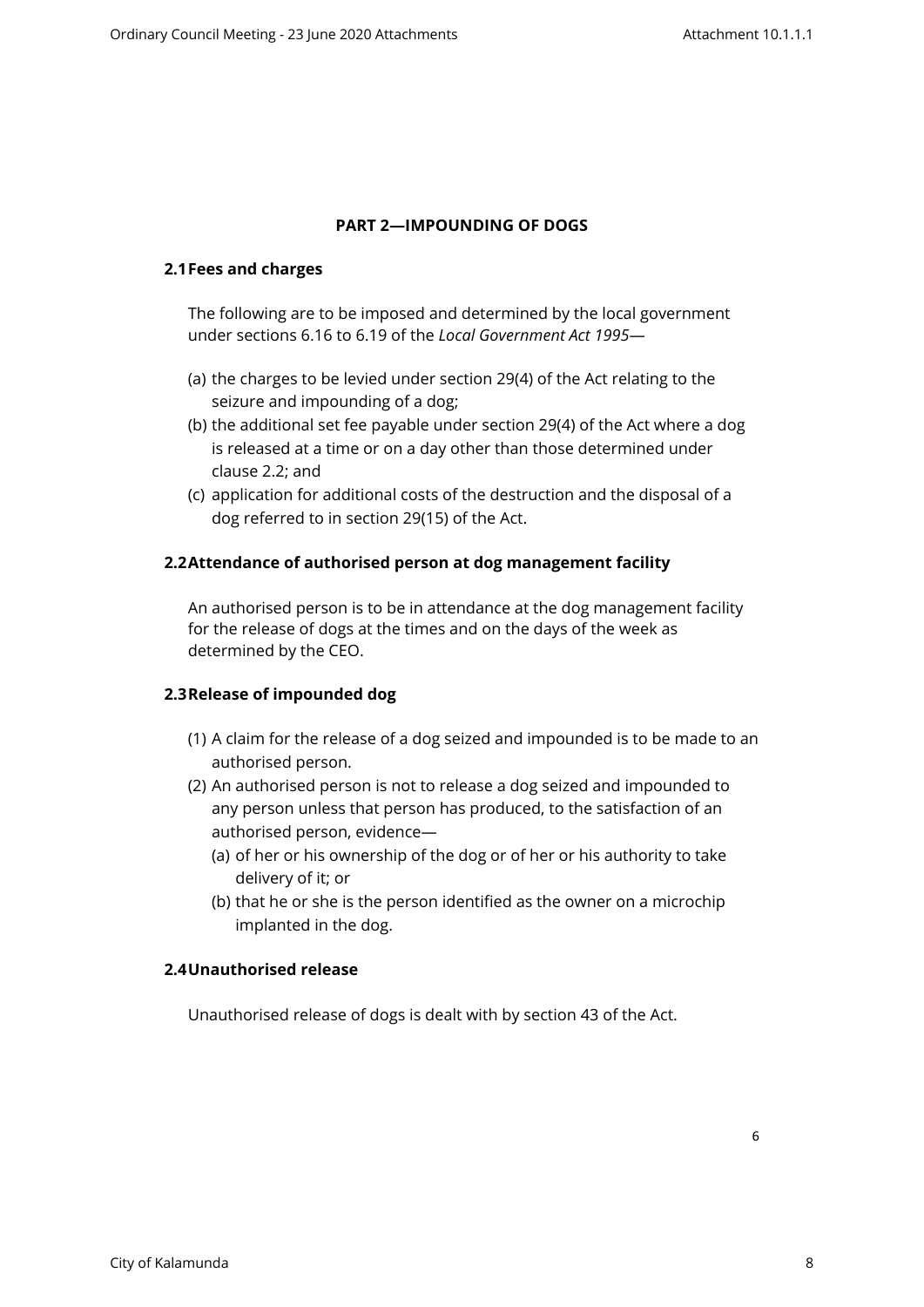## PART 2—IMPOUNDING OF DOGS

### 2.1 Fees and charges

The following are to be imposed and determined by the local government under sections 6.16 to 6.19 of the *Local Government Act 1995*—

(a) the charges to be levied under section 29(4) of the Act relating to the seizure and impounding of a dog;

(b) the additional set fee payable under section 29(4) of the Act where a dog is released at a time or on a day other than those determined under clause 2.2; and

(c) application for additional costs of the destruction and the disposal of a dog referred to in section 29(15) of the Act.

### 2.2 Attendance of authorised person at dog management facility

An authorised person is to be in attendance at the dog management facility for the release of dogs at the times and on the days of the week as determined by the CEO.

### 2.3 Release of impounded dog

(1) A claim for the release of a dog seized and impounded is to be made to an authorised person.

(2) An authorised person is not to release a dog seized and impounded to any person unless that person has produced, to the satisfaction of an authorised person, evidence—

  (a) of her or his ownership of the dog or of her or his authority to take delivery of it; or

  (b) that he or she is the person identified as the owner on a microchip implanted in the dog.

### 2.4 Unauthorised release

Unauthorised release of dogs is dealt with by section 43 of the Act.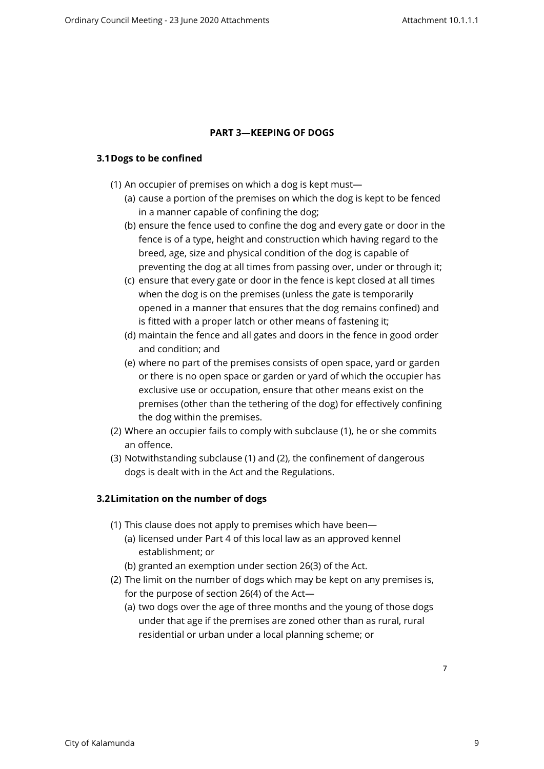## PART 3—KEEPING OF DOGS

### 3.1 Dogs to be confined

(1) An occupier of premises on which a dog is kept must—

(a) cause a portion of the premises on which the dog is kept to be fenced in a manner capable of confining the dog;

(b) ensure the fence used to confine the dog and every gate or door in the fence is of a type, height and construction which having regard to the breed, age, size and physical condition of the dog is capable of preventing the dog at all times from passing over, under or through it;

(c) ensure that every gate or door in the fence is kept closed at all times when the dog is on the premises (unless the gate is temporarily opened in a manner that ensures that the dog remains confined) and is fitted with a proper latch or other means of fastening it;

(d) maintain the fence and all gates and doors in the fence in good order and condition; and

(e) where no part of the premises consists of open space, yard or garden or there is no open space or garden or yard of which the occupier has exclusive use or occupation, ensure that other means exist on the premises (other than the tethering of the dog) for effectively confining the dog within the premises.

(2) Where an occupier fails to comply with subclause (1), he or she commits an offence.

(3) Notwithstanding subclause (1) and (2), the confinement of dangerous dogs is dealt with in the Act and the Regulations.

### 3.2 Limitation on the number of dogs

(1) This clause does not apply to premises which have been—

(a) licensed under Part 4 of this local law as an approved kennel establishment; or

(b) granted an exemption under section 26(3) of the Act.

(2) The limit on the number of dogs which may be kept on any premises is, for the purpose of section 26(4) of the Act—

(a) two dogs over the age of three months and the young of those dogs under that age if the premises are zoned other than as rural, rural residential or urban under a local planning scheme; or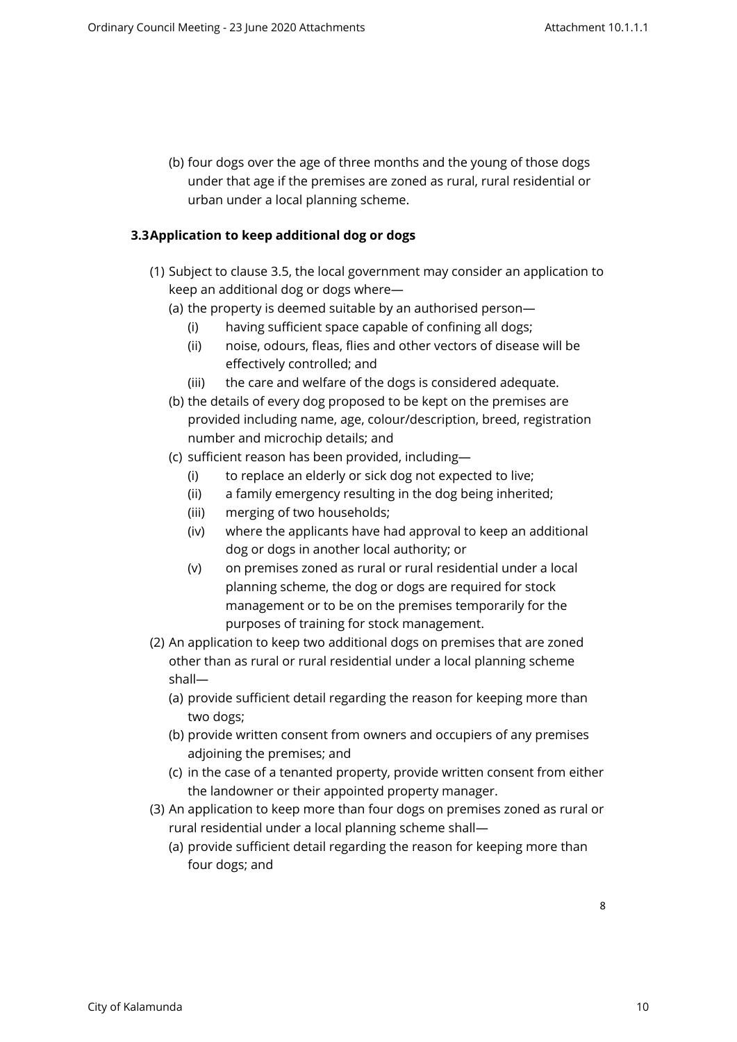(b) four dogs over the age of three months and the young of those dogs under that age if the premises are zoned as rural, rural residential or urban under a local planning scheme.

**3.3 Application to keep additional dog or dogs**

(1) Subject to clause 3.5, the local government may consider an application to keep an additional dog or dogs where—

(a) the property is deemed suitable by an authorised person—

(i) having sufficient space capable of confining all dogs;

(ii) noise, odours, fleas, flies and other vectors of disease will be effectively controlled; and

(iii) the care and welfare of the dogs is considered adequate.

(b) the details of every dog proposed to be kept on the premises are provided including name, age, colour/description, breed, registration number and microchip details; and

(c) sufficient reason has been provided, including—

(i) to replace an elderly or sick dog not expected to live;

(ii) a family emergency resulting in the dog being inherited;

(iii) merging of two households;

(iv) where the applicants have had approval to keep an additional dog or dogs in another local authority; or

(v) on premises zoned as rural or rural residential under a local planning scheme, the dog or dogs are required for stock management or to be on the premises temporarily for the purposes of training for stock management.

(2) An application to keep two additional dogs on premises that are zoned other than as rural or rural residential under a local planning scheme shall—

(a) provide sufficient detail regarding the reason for keeping more than two dogs;

(b) provide written consent from owners and occupiers of any premises adjoining the premises; and

(c) in the case of a tenanted property, provide written consent from either the landowner or their appointed property manager.

(3) An application to keep more than four dogs on premises zoned as rural or rural residential under a local planning scheme shall—

(a) provide sufficient detail regarding the reason for keeping more than four dogs; and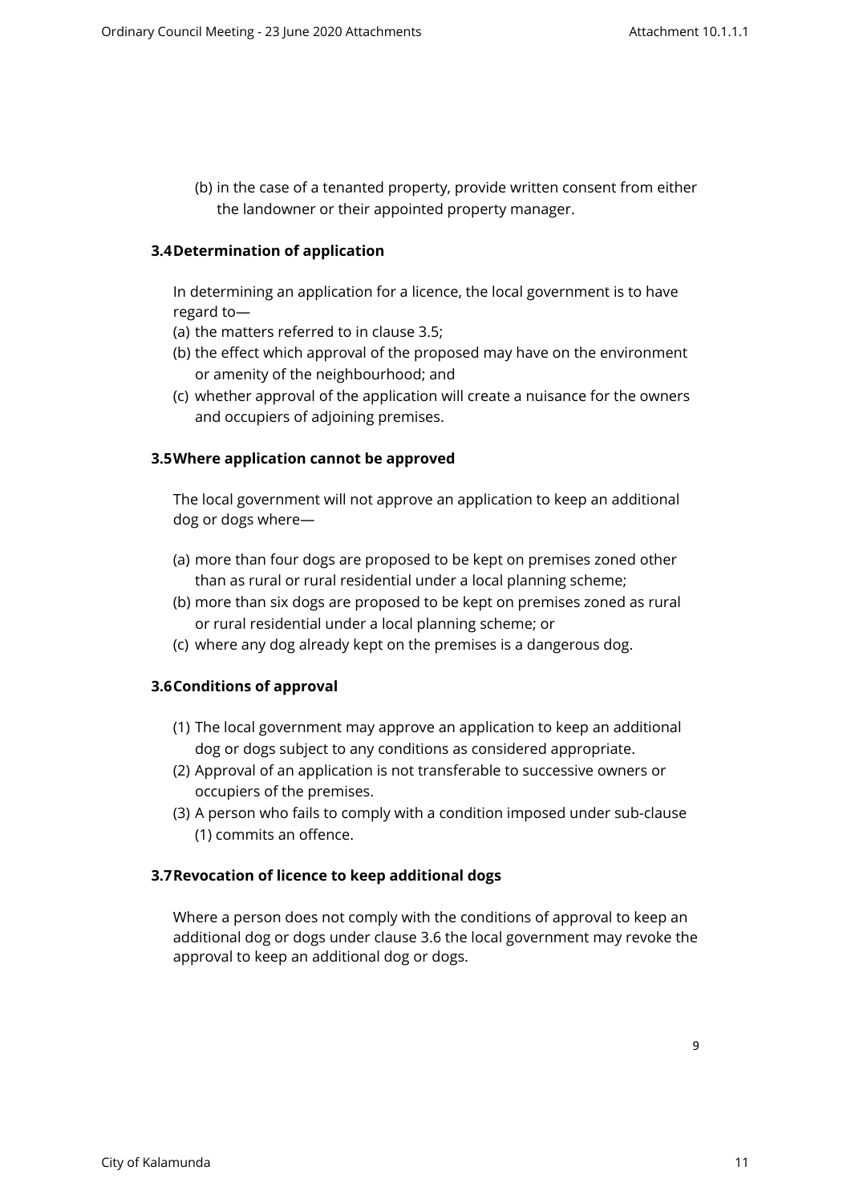(b) in the case of a tenanted property, provide written consent from either the landowner or their appointed property manager.

### 3.4 Determination of application

In determining an application for a licence, the local government is to have regard to—

(a) the matters referred to in clause 3.5;

(b) the effect which approval of the proposed may have on the environment or amenity of the neighbourhood; and

(c) whether approval of the application will create a nuisance for the owners and occupiers of adjoining premises.

### 3.5 Where application cannot be approved

The local government will not approve an application to keep an additional dog or dogs where—

(a) more than four dogs are proposed to be kept on premises zoned other than as rural or rural residential under a local planning scheme;

(b) more than six dogs are proposed to be kept on premises zoned as rural or rural residential under a local planning scheme; or

(c) where any dog already kept on the premises is a dangerous dog.

### 3.6 Conditions of approval

(1) The local government may approve an application to keep an additional dog or dogs subject to any conditions as considered appropriate.

(2) Approval of an application is not transferable to successive owners or occupiers of the premises.

(3) A person who fails to comply with a condition imposed under sub-clause (1) commits an offence.

### 3.7 Revocation of licence to keep additional dogs

Where a person does not comply with the conditions of approval to keep an additional dog or dogs under clause 3.6 the local government may revoke the approval to keep an additional dog or dogs.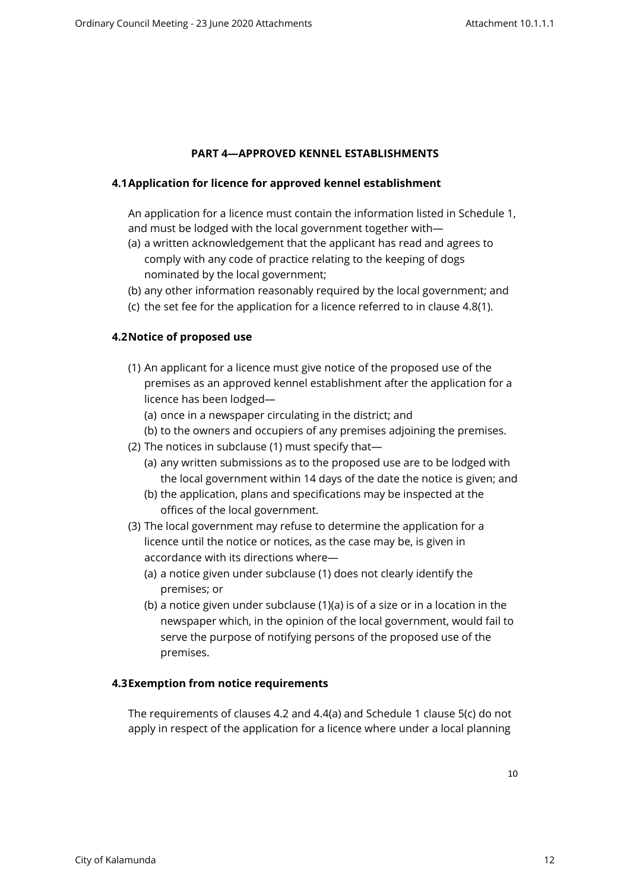## PART 4—APPROVED KENNEL ESTABLISHMENTS

### 4.1 Application for licence for approved kennel establishment

An application for a licence must contain the information listed in Schedule 1, and must be lodged with the local government together with—

(a) a written acknowledgement that the applicant has read and agrees to comply with any code of practice relating to the keeping of dogs nominated by the local government;

(b) any other information reasonably required by the local government; and

(c) the set fee for the application for a licence referred to in clause 4.8(1).

### 4.2 Notice of proposed use

(1) An applicant for a licence must give notice of the proposed use of the premises as an approved kennel establishment after the application for a licence has been lodged—

  (a) once in a newspaper circulating in the district; and

  (b) to the owners and occupiers of any premises adjoining the premises.

(2) The notices in subclause (1) must specify that—

  (a) any written submissions as to the proposed use are to be lodged with the local government within 14 days of the date the notice is given; and

  (b) the application, plans and specifications may be inspected at the offices of the local government.

(3) The local government may refuse to determine the application for a licence until the notice or notices, as the case may be, is given in accordance with its directions where—

  (a) a notice given under subclause (1) does not clearly identify the premises; or

  (b) a notice given under subclause (1)(a) is of a size or in a location in the newspaper which, in the opinion of the local government, would fail to serve the purpose of notifying persons of the proposed use of the premises.

### 4.3 Exemption from notice requirements

The requirements of clauses 4.2 and 4.4(a) and Schedule 1 clause 5(c) do not apply in respect of the application for a licence where under a local planning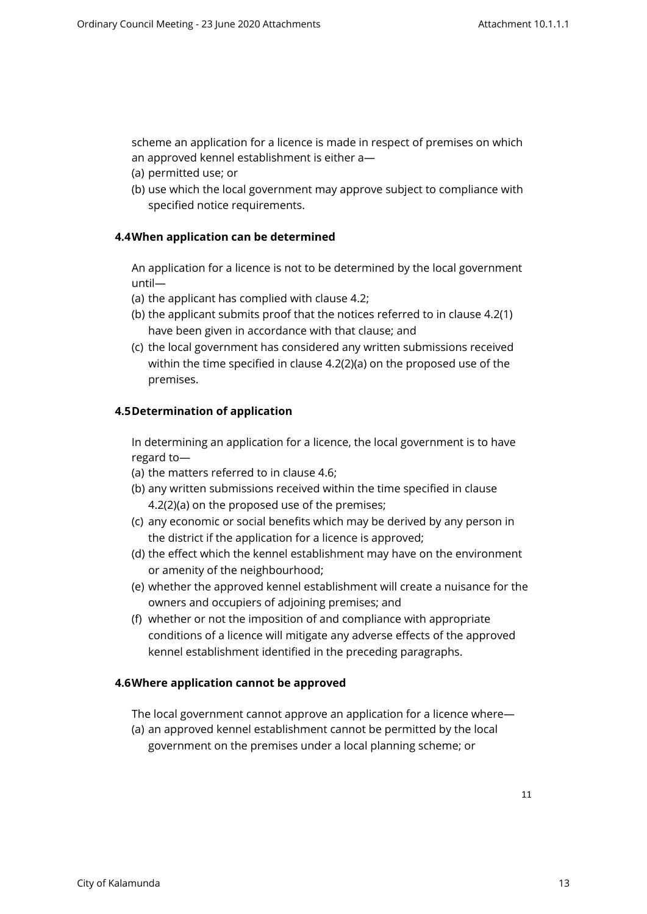scheme an application for a licence is made in respect of premises on which an approved kennel establishment is either a—

(a) permitted use; or

(b) use which the local government may approve subject to compliance with specified notice requirements.

### 4.4 When application can be determined

An application for a licence is not to be determined by the local government until—

(a) the applicant has complied with clause 4.2;

(b) the applicant submits proof that the notices referred to in clause 4.2(1) have been given in accordance with that clause; and

(c) the local government has considered any written submissions received within the time specified in clause 4.2(2)(a) on the proposed use of the premises.

### 4.5 Determination of application

In determining an application for a licence, the local government is to have regard to—

(a) the matters referred to in clause 4.6;

(b) any written submissions received within the time specified in clause 4.2(2)(a) on the proposed use of the premises;

(c) any economic or social benefits which may be derived by any person in the district if the application for a licence is approved;

(d) the effect which the kennel establishment may have on the environment or amenity of the neighbourhood;

(e) whether the approved kennel establishment will create a nuisance for the owners and occupiers of adjoining premises; and

(f) whether or not the imposition of and compliance with appropriate conditions of a licence will mitigate any adverse effects of the approved kennel establishment identified in the preceding paragraphs.

### 4.6 Where application cannot be approved

The local government cannot approve an application for a licence where—

(a) an approved kennel establishment cannot be permitted by the local government on the premises under a local planning scheme; or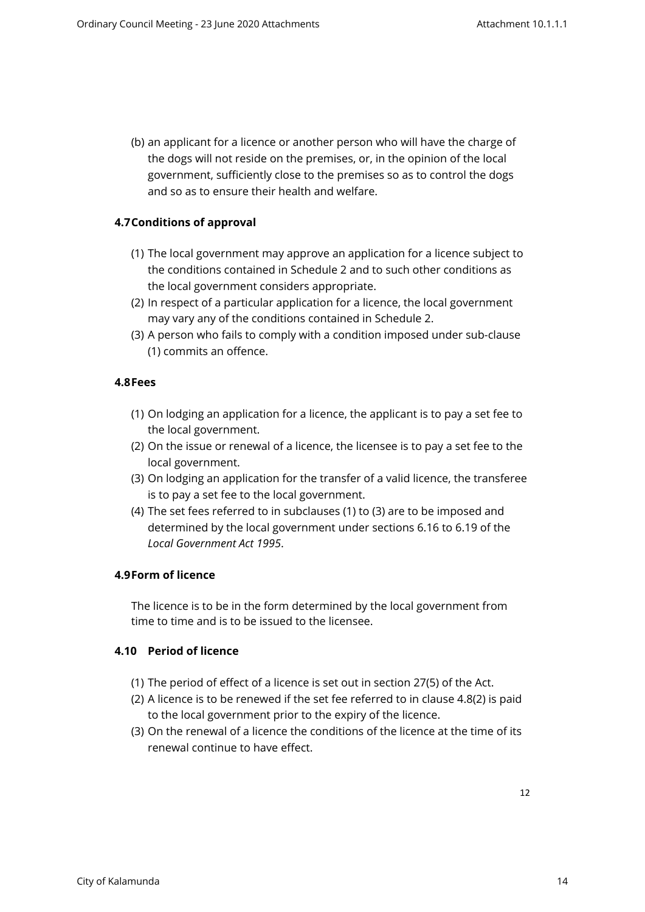(b) an applicant for a licence or another person who will have the charge of the dogs will not reside on the premises, or, in the opinion of the local government, sufficiently close to the premises so as to control the dogs and so as to ensure their health and welfare.

### 4.7 Conditions of approval

(1) The local government may approve an application for a licence subject to the conditions contained in Schedule 2 and to such other conditions as the local government considers appropriate.

(2) In respect of a particular application for a licence, the local government may vary any of the conditions contained in Schedule 2.

(3) A person who fails to comply with a condition imposed under sub-clause (1) commits an offence.

### 4.8 Fees

(1) On lodging an application for a licence, the applicant is to pay a set fee to the local government.

(2) On the issue or renewal of a licence, the licensee is to pay a set fee to the local government.

(3) On lodging an application for the transfer of a valid licence, the transferee is to pay a set fee to the local government.

(4) The set fees referred to in subclauses (1) to (3) are to be imposed and determined by the local government under sections 6.16 to 6.19 of the *Local Government Act 1995*.

### 4.9 Form of licence

The licence is to be in the form determined by the local government from time to time and is to be issued to the licensee.

### 4.10 Period of licence

(1) The period of effect of a licence is set out in section 27(5) of the Act.

(2) A licence is to be renewed if the set fee referred to in clause 4.8(2) is paid to the local government prior to the expiry of the licence.

(3) On the renewal of a licence the conditions of the licence at the time of its renewal continue to have effect.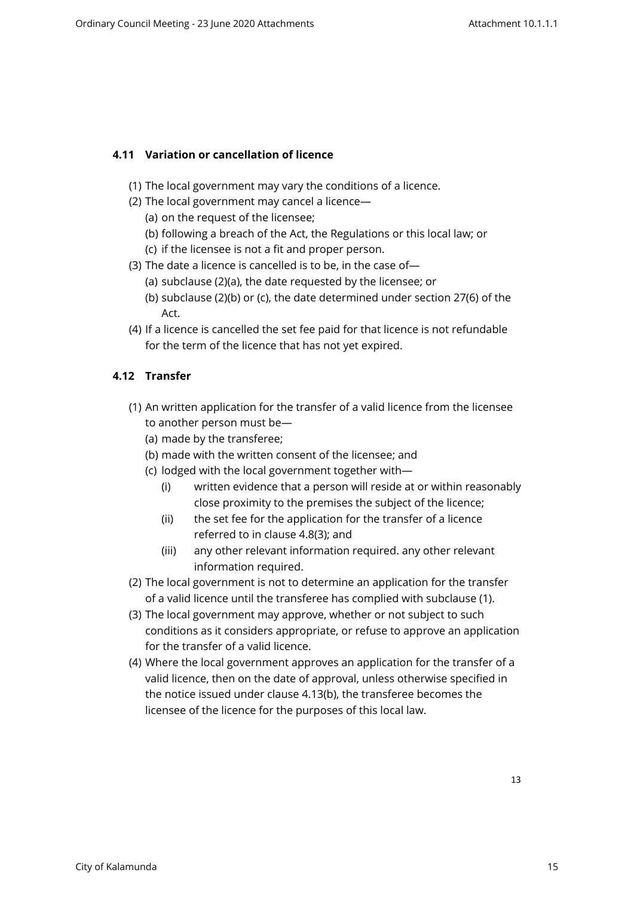### 4.11 Variation or cancellation of licence

(1) The local government may vary the conditions of a licence.

(2) The local government may cancel a licence—

  (a) on the request of the licensee;

  (b) following a breach of the Act, the Regulations or this local law; or

  (c) if the licensee is not a fit and proper person.

(3) The date a licence is cancelled is to be, in the case of—

  (a) subclause (2)(a), the date requested by the licensee; or

  (b) subclause (2)(b) or (c), the date determined under section 27(6) of the Act.

(4) If a licence is cancelled the set fee paid for that licence is not refundable for the term of the licence that has not yet expired.

### 4.12 Transfer

(1) An written application for the transfer of a valid licence from the licensee to another person must be—

  (a) made by the transferee;

  (b) made with the written consent of the licensee; and

  (c) lodged with the local government together with—

    (i) written evidence that a person will reside at or within reasonably close proximity to the premises the subject of the licence;

    (ii) the set fee for the application for the transfer of a licence referred to in clause 4.8(3); and

    (iii) any other relevant information required. any other relevant information required.

(2) The local government is not to determine an application for the transfer of a valid licence until the transferee has complied with subclause (1).

(3) The local government may approve, whether or not subject to such conditions as it considers appropriate, or refuse to approve an application for the transfer of a valid licence.

(4) Where the local government approves an application for the transfer of a valid licence, then on the date of approval, unless otherwise specified in the notice issued under clause 4.13(b), the transferee becomes the licensee of the licence for the purposes of this local law.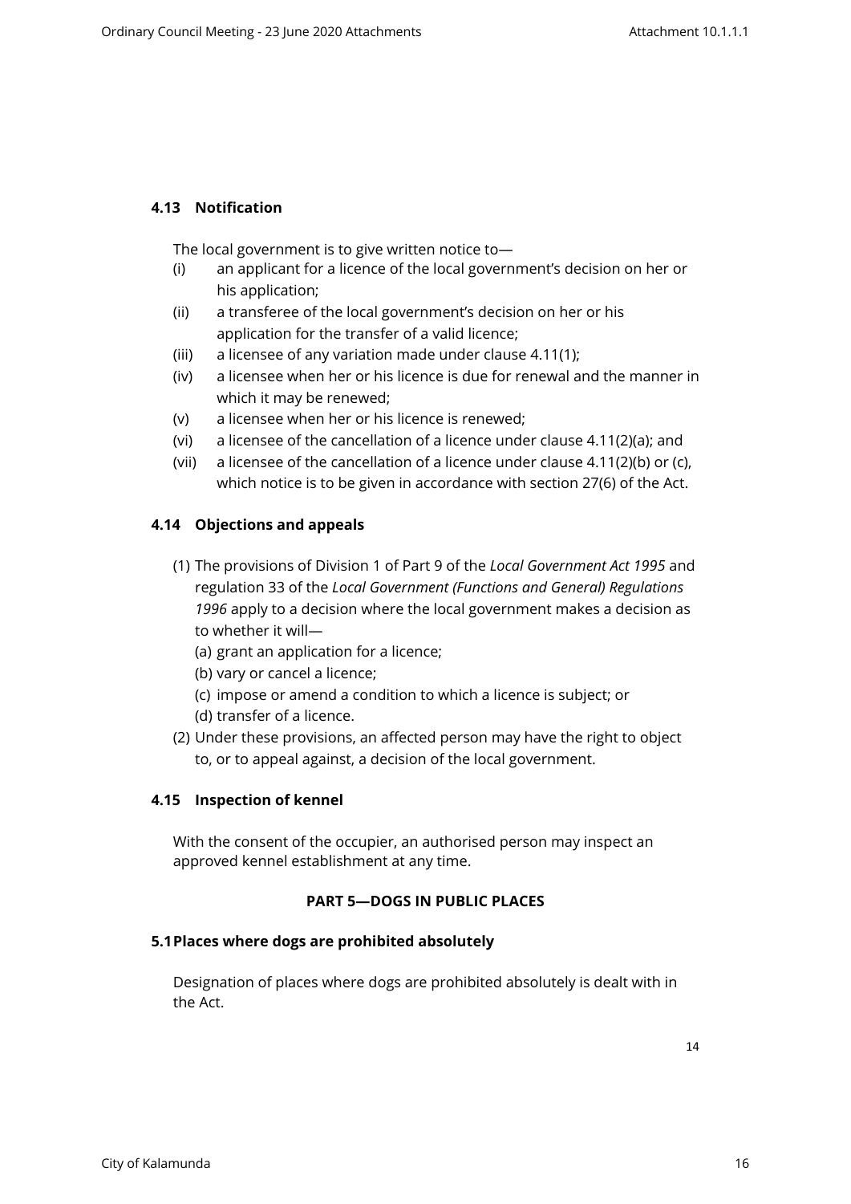### 4.13 Notification

The local government is to give written notice to—

- (i) an applicant for a licence of the local government's decision on her or his application;
- (ii) a transferee of the local government's decision on her or his application for the transfer of a valid licence;
- (iii) a licensee of any variation made under clause 4.11(1);
- (iv) a licensee when her or his licence is due for renewal and the manner in which it may be renewed;
- (v) a licensee when her or his licence is renewed;
- (vi) a licensee of the cancellation of a licence under clause 4.11(2)(a); and
- (vii) a licensee of the cancellation of a licence under clause 4.11(2)(b) or (c), which notice is to be given in accordance with section 27(6) of the Act.

### 4.14 Objections and appeals

(1) The provisions of Division 1 of Part 9 of the *Local Government Act 1995* and regulation 33 of the *Local Government (Functions and General) Regulations 1996* apply to a decision where the local government makes a decision as to whether it will—

(a) grant an application for a licence;

(b) vary or cancel a licence;

(c) impose or amend a condition to which a licence is subject; or

(d) transfer of a licence.

(2) Under these provisions, an affected person may have the right to object to, or to appeal against, a decision of the local government.

### 4.15 Inspection of kennel

With the consent of the occupier, an authorised person may inspect an approved kennel establishment at any time.

## PART 5—DOGS IN PUBLIC PLACES

### 5.1 Places where dogs are prohibited absolutely

Designation of places where dogs are prohibited absolutely is dealt with in the Act.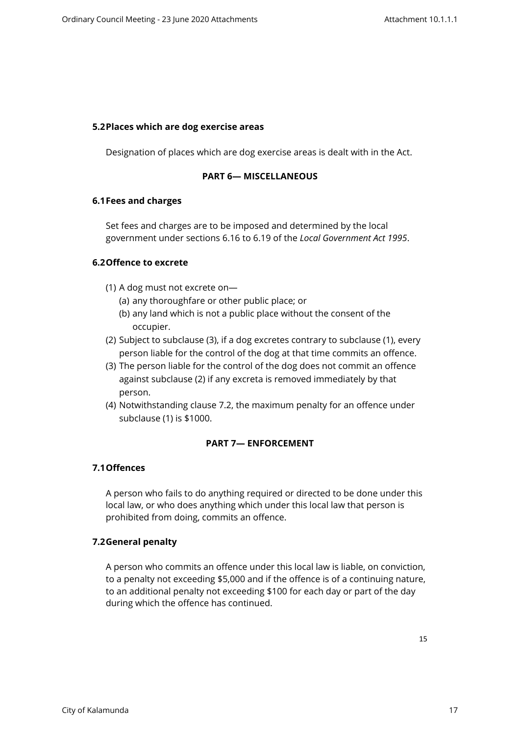### 5.2 Places which are dog exercise areas

Designation of places which are dog exercise areas is dealt with in the Act.

## PART 6— MISCELLANEOUS

### 6.1 Fees and charges

Set fees and charges are to be imposed and determined by the local government under sections 6.16 to 6.19 of the *Local Government Act 1995*.

### 6.2 Offence to excrete

(1) A dog must not excrete on—
   (a) any thoroughfare or other public place; or
   (b) any land which is not a public place without the consent of the occupier.

(2) Subject to subclause (3), if a dog excretes contrary to subclause (1), every person liable for the control of the dog at that time commits an offence.

(3) The person liable for the control of the dog does not commit an offence against subclause (2) if any excreta is removed immediately by that person.

(4) Notwithstanding clause 7.2, the maximum penalty for an offence under subclause (1) is $1000.

## PART 7— ENFORCEMENT

### 7.1 Offences

A person who fails to do anything required or directed to be done under this local law, or who does anything which under this local law that person is prohibited from doing, commits an offence.

### 7.2 General penalty

A person who commits an offence under this local law is liable, on conviction, to a penalty not exceeding $5,000 and if the offence is of a continuing nature, to an additional penalty not exceeding $100 for each day or part of the day during which the offence has continued.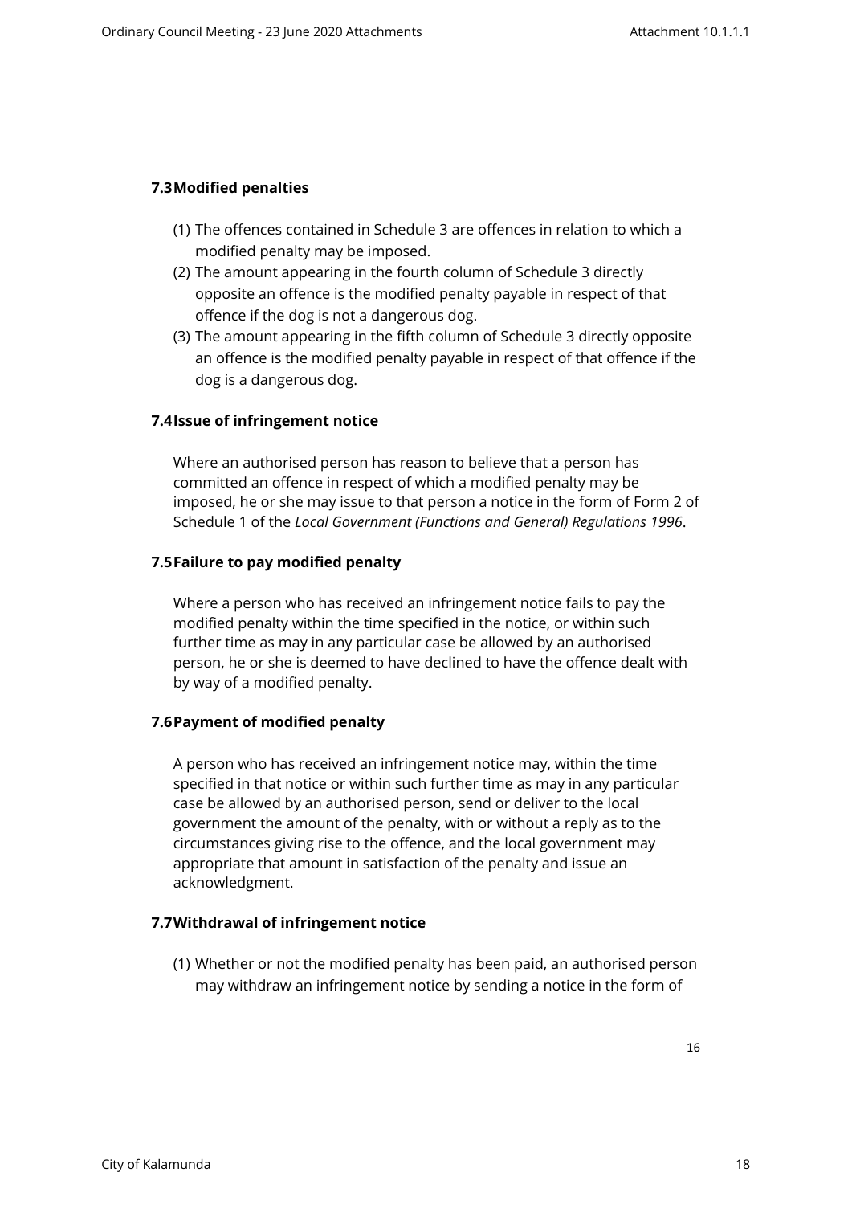### 7.3 Modified penalties

(1) The offences contained in Schedule 3 are offences in relation to which a modified penalty may be imposed.

(2) The amount appearing in the fourth column of Schedule 3 directly opposite an offence is the modified penalty payable in respect of that offence if the dog is not a dangerous dog.

(3) The amount appearing in the fifth column of Schedule 3 directly opposite an offence is the modified penalty payable in respect of that offence if the dog is a dangerous dog.

### 7.4 Issue of infringement notice

Where an authorised person has reason to believe that a person has committed an offence in respect of which a modified penalty may be imposed, he or she may issue to that person a notice in the form of Form 2 of Schedule 1 of the *Local Government (Functions and General) Regulations 1996*.

### 7.5 Failure to pay modified penalty

Where a person who has received an infringement notice fails to pay the modified penalty within the time specified in the notice, or within such further time as may in any particular case be allowed by an authorised person, he or she is deemed to have declined to have the offence dealt with by way of a modified penalty.

### 7.6 Payment of modified penalty

A person who has received an infringement notice may, within the time specified in that notice or within such further time as may in any particular case be allowed by an authorised person, send or deliver to the local government the amount of the penalty, with or without a reply as to the circumstances giving rise to the offence, and the local government may appropriate that amount in satisfaction of the penalty and issue an acknowledgment.

### 7.7 Withdrawal of infringement notice

(1) Whether or not the modified penalty has been paid, an authorised person may withdraw an infringement notice by sending a notice in the form of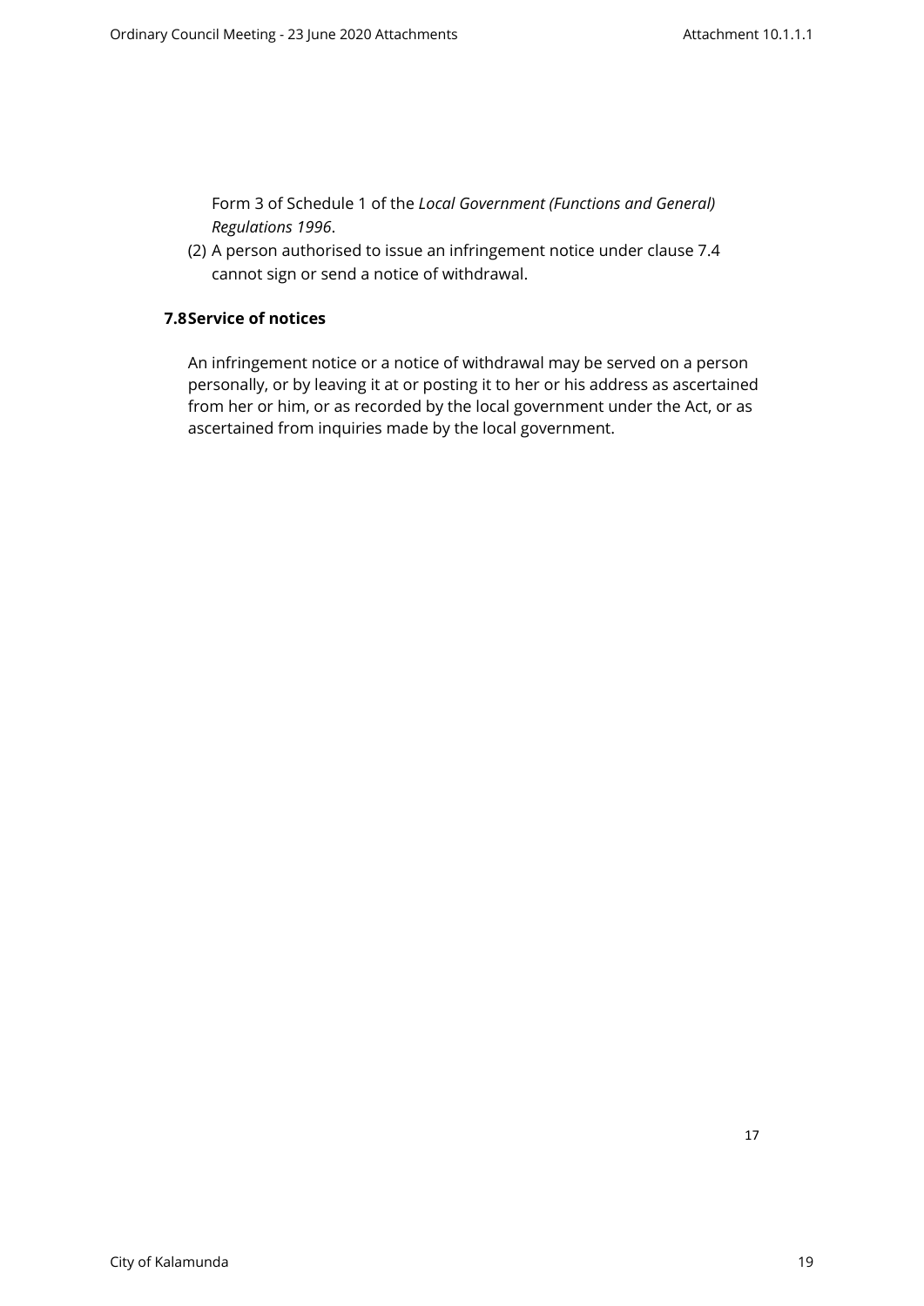Form 3 of Schedule 1 of the *Local Government (Functions and General) Regulations 1996*.

(2) A person authorised to issue an infringement notice under clause 7.4 cannot sign or send a notice of withdrawal.

### 7.8 Service of notices

An infringement notice or a notice of withdrawal may be served on a person personally, or by leaving it at or posting it to her or his address as ascertained from her or him, or as recorded by the local government under the Act, or as ascertained from inquiries made by the local government.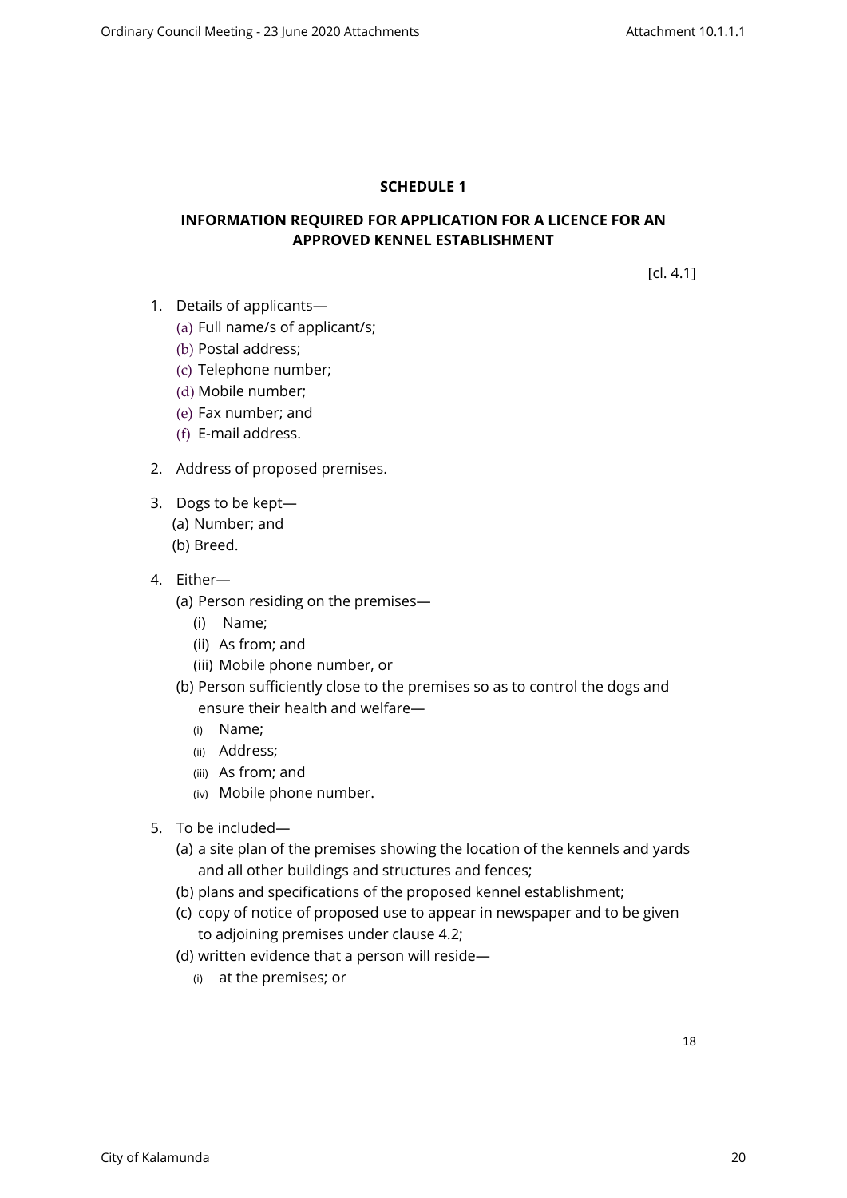## SCHEDULE 1

## INFORMATION REQUIRED FOR APPLICATION FOR A LICENCE FOR AN APPROVED KENNEL ESTABLISHMENT

[cl. 4.1]

1. Details of applicants—
   (a) Full name/s of applicant/s;
   (b) Postal address;
   (c) Telephone number;
   (d) Mobile number;
   (e) Fax number; and
   (f) E-mail address.

2. Address of proposed premises.

3. Dogs to be kept—
   (a) Number; and
   (b) Breed.

4. Either—
   (a) Person residing on the premises—
      (i) Name;
      (ii) As from; and
      (iii) Mobile phone number, or
   (b) Person sufficiently close to the premises so as to control the dogs and ensure their health and welfare—
      (i) Name;
      (ii) Address;
      (iii) As from; and
      (iv) Mobile phone number.

5. To be included—
   (a) a site plan of the premises showing the location of the kennels and yards and all other buildings and structures and fences;
   (b) plans and specifications of the proposed kennel establishment;
   (c) copy of notice of proposed use to appear in newspaper and to be given to adjoining premises under clause 4.2;
   (d) written evidence that a person will reside—
      (i) at the premises; or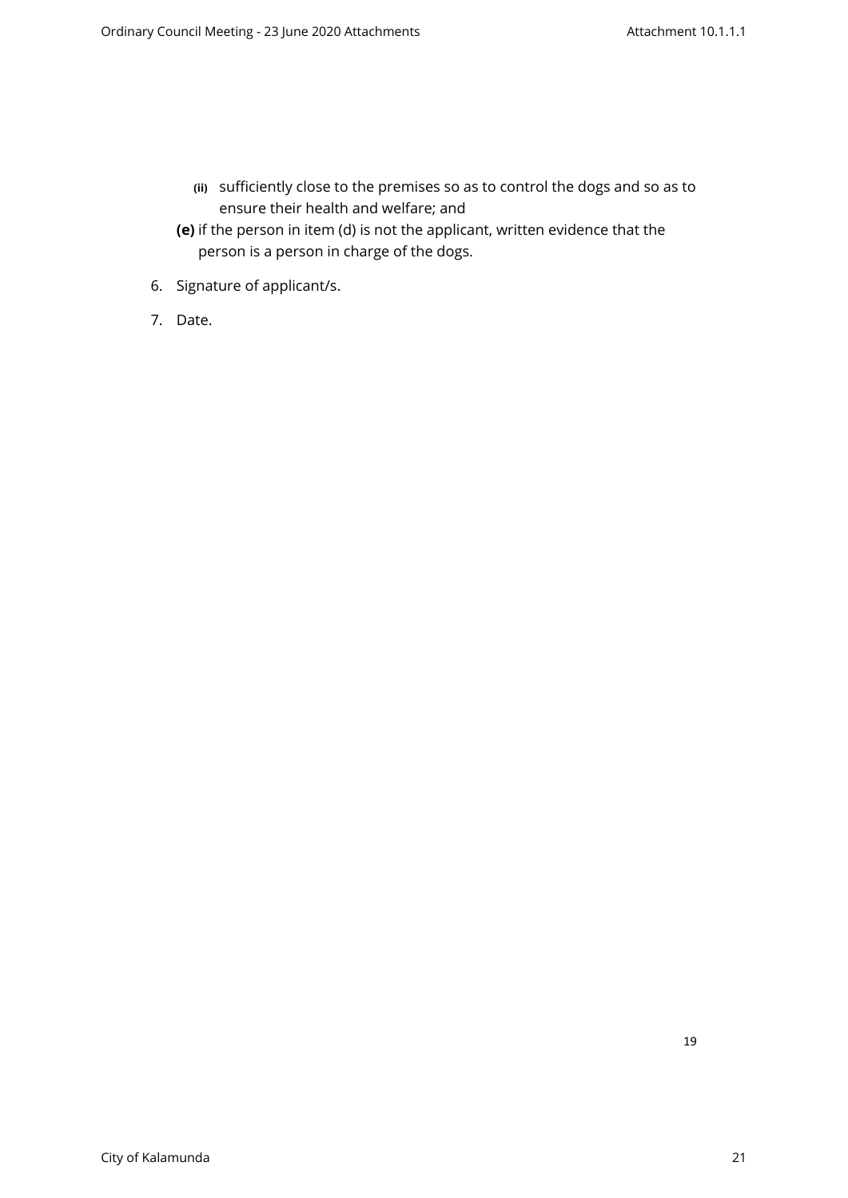- **(ii)** sufficiently close to the premises so as to control the dogs and so as to ensure their health and welfare; and

**(e)** if the person in item (d) is not the applicant, written evidence that the person is a person in charge of the dogs.

6. Signature of applicant/s.

7. Date.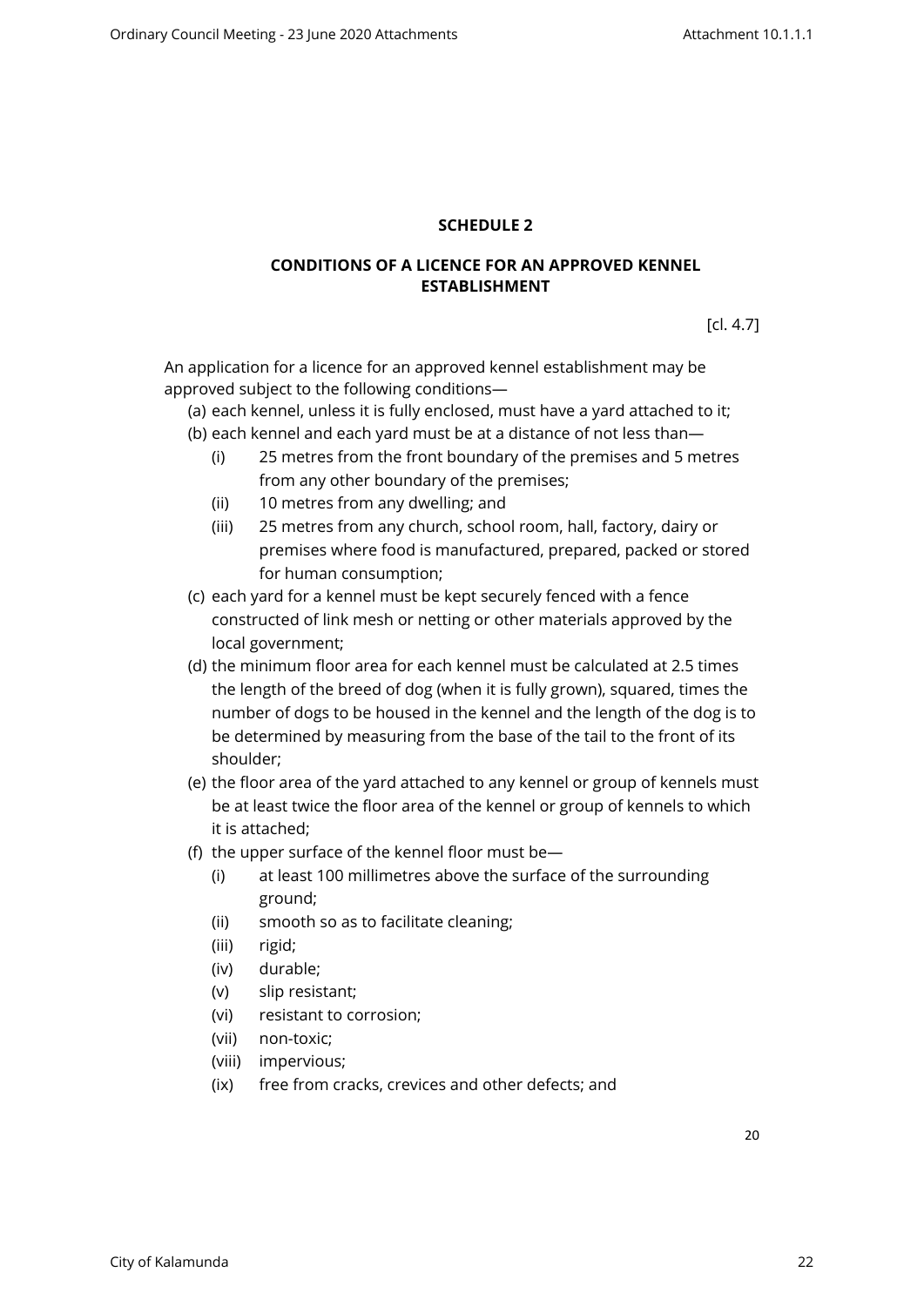## SCHEDULE 2

## CONDITIONS OF A LICENCE FOR AN APPROVED KENNEL ESTABLISHMENT

[cl. 4.7]

An application for a licence for an approved kennel establishment may be approved subject to the following conditions—

(a) each kennel, unless it is fully enclosed, must have a yard attached to it;

(b) each kennel and each yard must be at a distance of not less than—

- (i) 25 metres from the front boundary of the premises and 5 metres from any other boundary of the premises;
- (ii) 10 metres from any dwelling; and
- (iii) 25 metres from any church, school room, hall, factory, dairy or premises where food is manufactured, prepared, packed or stored for human consumption;

(c) each yard for a kennel must be kept securely fenced with a fence constructed of link mesh or netting or other materials approved by the local government;

(d) the minimum floor area for each kennel must be calculated at 2.5 times the length of the breed of dog (when it is fully grown), squared, times the number of dogs to be housed in the kennel and the length of the dog is to be determined by measuring from the base of the tail to the front of its shoulder;

(e) the floor area of the yard attached to any kennel or group of kennels must be at least twice the floor area of the kennel or group of kennels to which it is attached;

(f) the upper surface of the kennel floor must be—

- (i) at least 100 millimetres above the surface of the surrounding ground;
- (ii) smooth so as to facilitate cleaning;
- (iii) rigid;
- (iv) durable;
- (v) slip resistant;
- (vi) resistant to corrosion;
- (vii) non-toxic;
- (viii) impervious;
- (ix) free from cracks, crevices and other defects; and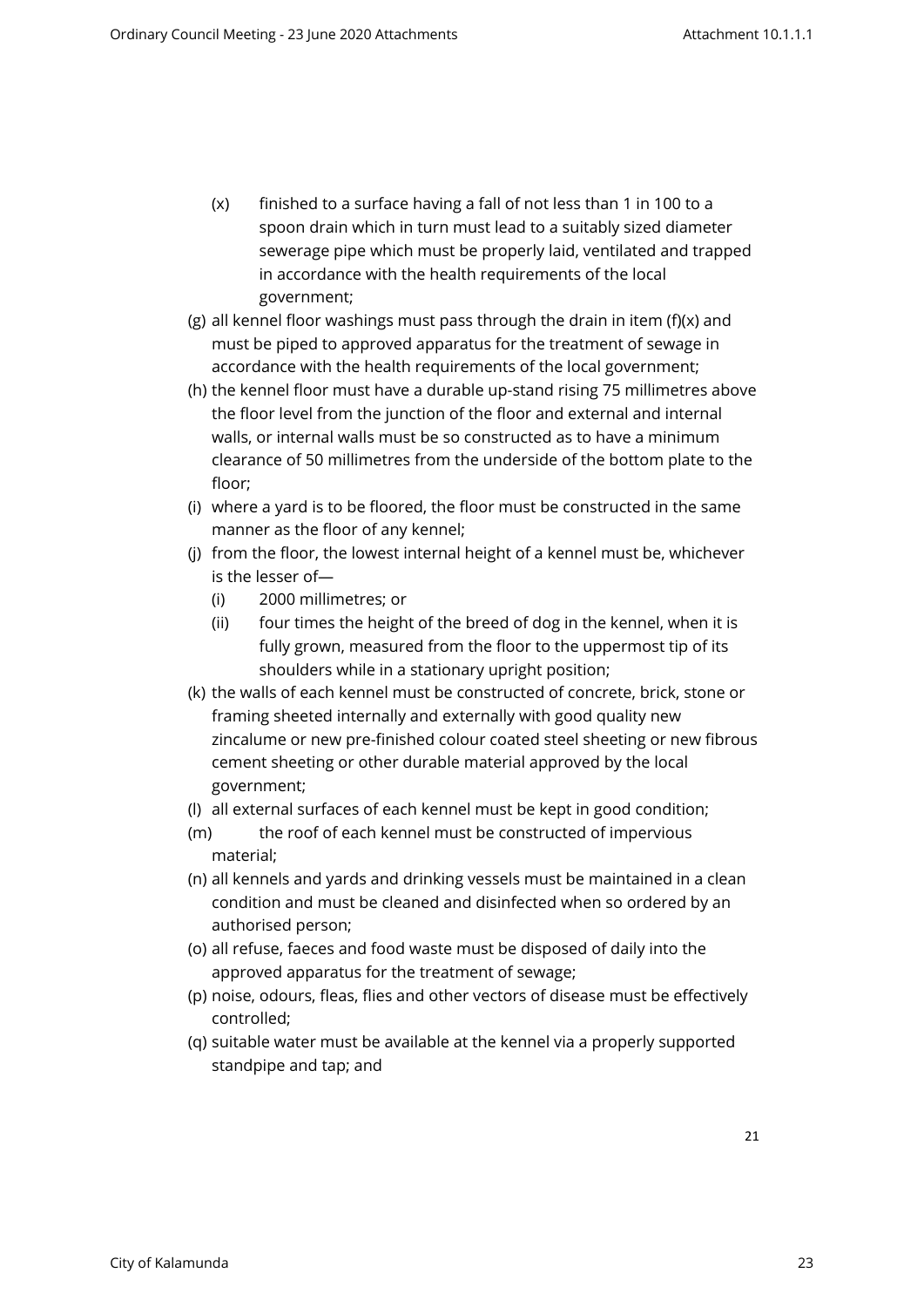(x) finished to a surface having a fall of not less than 1 in 100 to a spoon drain which in turn must lead to a suitably sized diameter sewerage pipe which must be properly laid, ventilated and trapped in accordance with the health requirements of the local government;

(g) all kennel floor washings must pass through the drain in item (f)(x) and must be piped to approved apparatus for the treatment of sewage in accordance with the health requirements of the local government;

(h) the kennel floor must have a durable up-stand rising 75 millimetres above the floor level from the junction of the floor and external and internal walls, or internal walls must be so constructed as to have a minimum clearance of 50 millimetres from the underside of the bottom plate to the floor;

(i) where a yard is to be floored, the floor must be constructed in the same manner as the floor of any kennel;

(j) from the floor, the lowest internal height of a kennel must be, whichever is the lesser of—

  (i) 2000 millimetres; or

  (ii) four times the height of the breed of dog in the kennel, when it is fully grown, measured from the floor to the uppermost tip of its shoulders while in a stationary upright position;

(k) the walls of each kennel must be constructed of concrete, brick, stone or framing sheeted internally and externally with good quality new zincalume or new pre-finished colour coated steel sheeting or new fibrous cement sheeting or other durable material approved by the local government;

(l) all external surfaces of each kennel must be kept in good condition;

(m) the roof of each kennel must be constructed of impervious material;

(n) all kennels and yards and drinking vessels must be maintained in a clean condition and must be cleaned and disinfected when so ordered by an authorised person;

(o) all refuse, faeces and food waste must be disposed of daily into the approved apparatus for the treatment of sewage;

(p) noise, odours, fleas, flies and other vectors of disease must be effectively controlled;

(q) suitable water must be available at the kennel via a properly supported standpipe and tap; and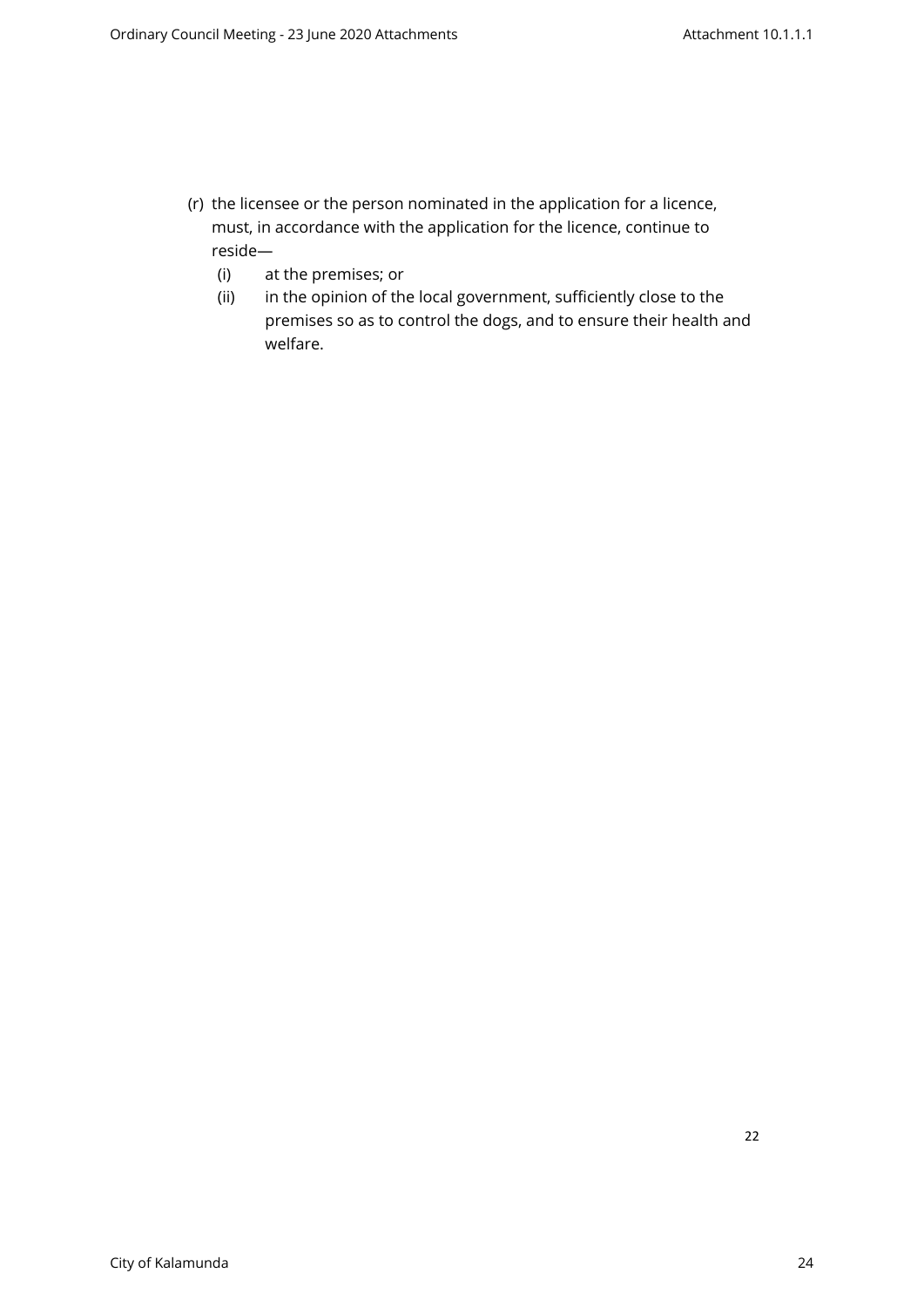(r) the licensee or the person nominated in the application for a licence, must, in accordance with the application for the licence, continue to reside—

   (i) at the premises; or

   (ii) in the opinion of the local government, sufficiently close to the premises so as to control the dogs, and to ensure their health and welfare.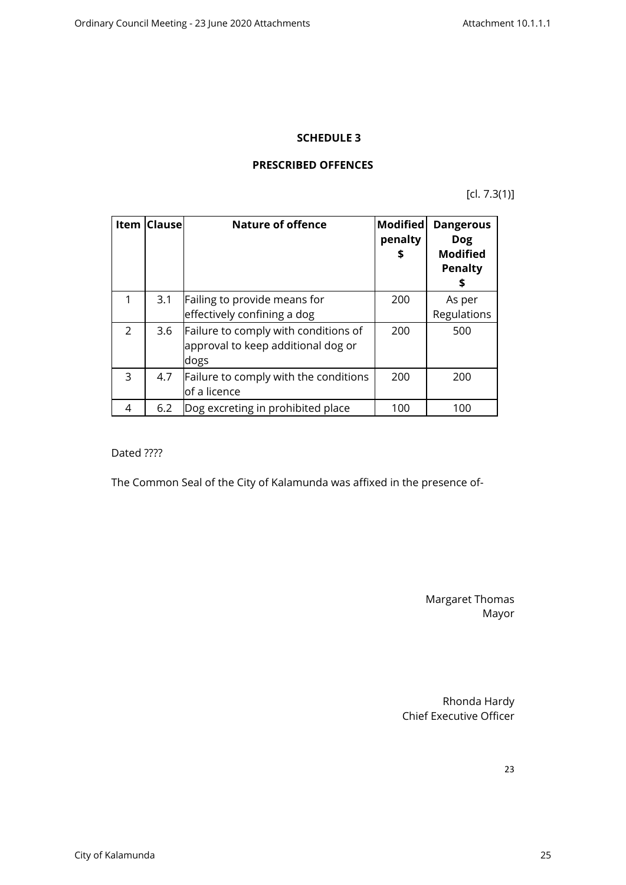**SCHEDULE 3**

**PRESCRIBED OFFENCES**

[cl. 7.3(1)]

| Item | Clause | Nature of offence | Modified penalty $ | Dangerous Dog Modified Penalty $ |
|---|---|---|---|---|
| 1 | 3.1 | Failing to provide means for effectively confining a dog | 200 | As per Regulations |
| 2 | 3.6 | Failure to comply with conditions of approval to keep additional dog or dogs | 200 | 500 |
| 3 | 4.7 | Failure to comply with the conditions of a licence | 200 | 200 |
| 4 | 6.2 | Dog excreting in prohibited place | 100 | 100 |

Dated ????

The Common Seal of the City of Kalamunda was affixed in the presence of-

Margaret Thomas
Mayor

Rhonda Hardy
Chief Executive Officer